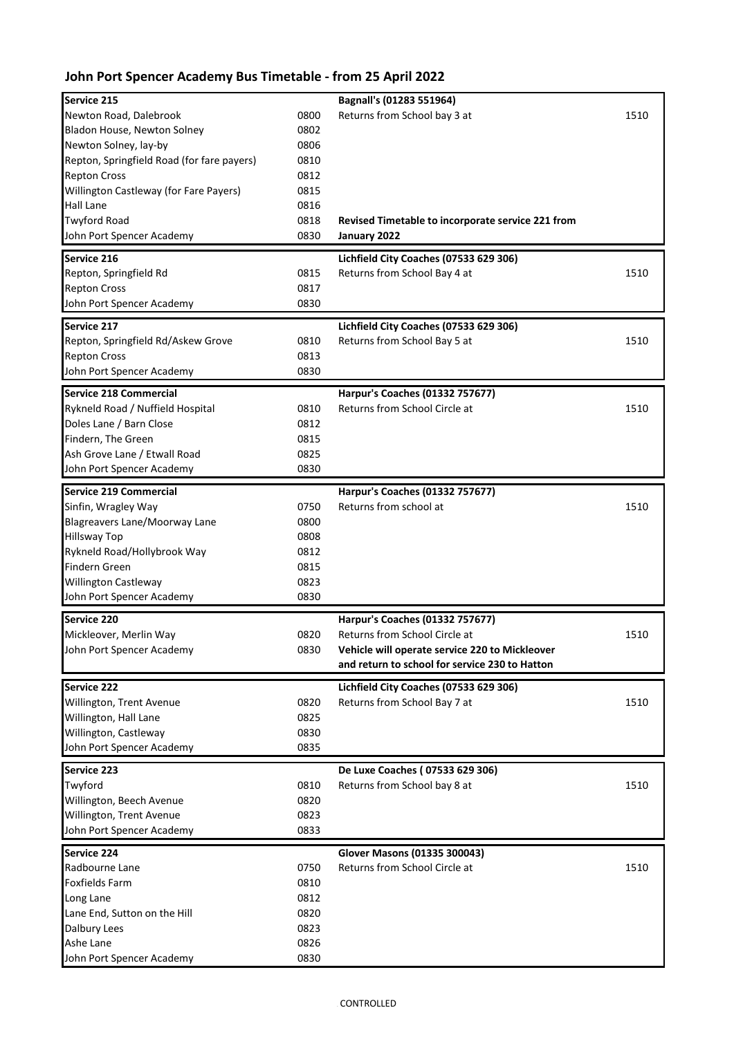# John Port Spencer Academy Bus Timetable - from 25 April 2022

| **Service 215** | | **Bagnall's (01283 551964)** | |
|---|---|---|---|
| Newton Road, Dalebrook | 0800 | Returns from School bay 3 at | 1510 |
| Bladon House, Newton Solney | 0802 | | |
| Newton Solney, lay-by | 0806 | | |
| Repton, Springfield Road (for fare payers) | 0810 | | |
| Repton Cross | 0812 | | |
| Willington Castleway (for Fare Payers) | 0815 | | |
| Hall Lane | 0816 | | |
| Twyford Road | 0818 | **Revised Timetable to incorporate service 221 from** | |
| John Port Spencer Academy | 0830 | **January 2022** | |

| **Service 216** | | **Lichfield City Coaches (07533 629 306)** | |
|---|---|---|---|
| Repton, Springfield Rd | 0815 | Returns from School Bay 4 at | 1510 |
| Repton Cross | 0817 | | |
| John Port Spencer Academy | 0830 | | |

| **Service 217** | | **Lichfield City Coaches (07533 629 306)** | |
|---|---|---|---|
| Repton, Springfield Rd/Askew Grove | 0810 | Returns from School Bay 5 at | 1510 |
| Repton Cross | 0813 | | |
| John Port Spencer Academy | 0830 | | |

| **Service 218 Commercial** | | **Harpur's Coaches (01332 757677)** | |
|---|---|---|---|
| Rykneld Road / Nuffield Hospital | 0810 | Returns from School Circle at | 1510 |
| Doles Lane / Barn Close | 0812 | | |
| Findern, The Green | 0815 | | |
| Ash Grove Lane / Etwall Road | 0825 | | |
| John Port Spencer Academy | 0830 | | |

| **Service 219 Commercial** | | **Harpur's Coaches (01332 757677)** | |
|---|---|---|---|
| Sinfin, Wragley Way | 0750 | Returns from school at | 1510 |
| Blagreavers Lane/Moorway Lane | 0800 | | |
| Hillsway Top | 0808 | | |
| Rykneld Road/Hollybrook Way | 0812 | | |
| Findern Green | 0815 | | |
| Willington Castleway | 0823 | | |
| John Port Spencer Academy | 0830 | | |

| **Service 220** | | **Harpur's Coaches (01332 757677)** | |
|---|---|---|---|
| Mickleover, Merlin Way | 0820 | Returns from School Circle at | 1510 |
| John Port Spencer Academy | 0830 | **Vehicle will operate service 220 to Mickleover and return to school for service 230 to Hatton** | |

| **Service 222** | | **Lichfield City Coaches (07533 629 306)** | |
|---|---|---|---|
| Willington, Trent Avenue | 0820 | Returns from School Bay 7 at | 1510 |
| Willington, Hall Lane | 0825 | | |
| Willington, Castleway | 0830 | | |
| John Port Spencer Academy | 0835 | | |

| **Service 223** | | **De Luxe Coaches ( 07533 629 306)** | |
|---|---|---|---|
| Twyford | 0810 | Returns from School bay 8 at | 1510 |
| Willington, Beech Avenue | 0820 | | |
| Willington, Trent Avenue | 0823 | | |
| John Port Spencer Academy | 0833 | | |

| **Service 224** | | **Glover Masons (01335 300043)** | |
|---|---|---|---|
| Radbourne Lane | 0750 | Returns from School Circle at | 1510 |
| Foxfields Farm | 0810 | | |
| Long Lane | 0812 | | |
| Lane End, Sutton on the Hill | 0820 | | |
| Dalbury Lees | 0823 | | |
| Ashe Lane | 0826 | | |
| John Port Spencer Academy | 0830 | | |

CONTROLLED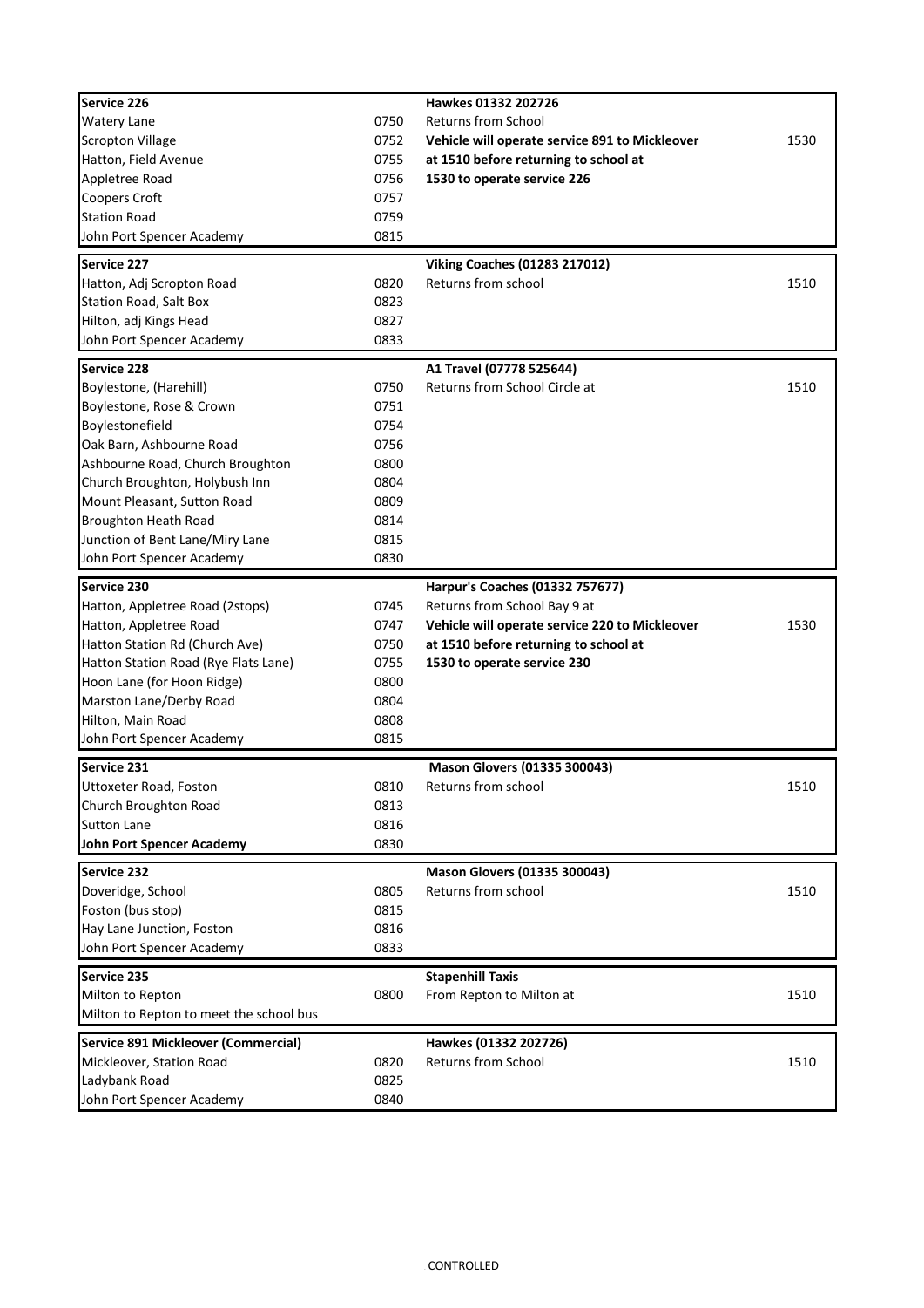| Service 226 | | Hawkes 01332 202726 | |
|---|---|---|---|
| Watery Lane | 0750 | Returns from School | |
| Scropton Village | 0752 | **Vehicle will operate service 891 to Mickleover** | 1530 |
| Hatton, Field Avenue | 0755 | **at 1510 before returning to school at** | |
| Appletree Road | 0756 | **1530 to operate service 226** | |
| Coopers Croft | 0757 | | |
| Station Road | 0759 | | |
| John Port Spencer Academy | 0815 | | |

| Service 227 | | Viking Coaches (01283 217012) | |
|---|---|---|---|
| Hatton, Adj Scropton Road | 0820 | Returns from school | 1510 |
| Station Road, Salt Box | 0823 | | |
| Hilton, adj Kings Head | 0827 | | |
| John Port Spencer Academy | 0833 | | |

| Service 228 | | A1 Travel (07778 525644) | |
|---|---|---|---|
| Boylestone, (Harehill) | 0750 | Returns from School Circle at | 1510 |
| Boylestone, Rose & Crown | 0751 | | |
| Boylestonefield | 0754 | | |
| Oak Barn, Ashbourne Road | 0756 | | |
| Ashbourne Road, Church Broughton | 0800 | | |
| Church Broughton, Holybush Inn | 0804 | | |
| Mount Pleasant, Sutton Road | 0809 | | |
| Broughton Heath Road | 0814 | | |
| Junction of Bent Lane/Miry Lane | 0815 | | |
| John Port Spencer Academy | 0830 | | |

| Service 230 | | Harpur's Coaches (01332 757677) | |
|---|---|---|---|
| Hatton, Appletree Road (2stops) | 0745 | Returns from School Bay 9 at | |
| Hatton, Appletree Road | 0747 | **Vehicle will operate service 220 to Mickleover** | 1530 |
| Hatton Station Rd (Church Ave) | 0750 | **at 1510 before returning to school at** | |
| Hatton Station Road (Rye Flats Lane) | 0755 | **1530 to operate service 230** | |
| Hoon Lane (for Hoon Ridge) | 0800 | | |
| Marston Lane/Derby Road | 0804 | | |
| Hilton, Main Road | 0808 | | |
| John Port Spencer Academy | 0815 | | |

| Service 231 | | Mason Glovers (01335 300043) | |
|---|---|---|---|
| Uttoxeter Road, Foston | 0810 | Returns from school | 1510 |
| Church Broughton Road | 0813 | | |
| Sutton Lane | 0816 | | |
| **John Port Spencer Academy** | 0830 | | |

| Service 232 | | Mason Glovers (01335 300043) | |
|---|---|---|---|
| Doveridge, School | 0805 | Returns from school | 1510 |
| Foston (bus stop) | 0815 | | |
| Hay Lane Junction, Foston | 0816 | | |
| John Port Spencer Academy | 0833 | | |

| Service 235 | | Stapenhill Taxis | |
|---|---|---|---|
| Milton to Repton | 0800 | From Repton to Milton at | 1510 |
| Milton to Repton to meet the school bus | | | |

| Service 891 Mickleover (Commercial) | | Hawkes (01332 202726) | |
|---|---|---|---|
| Mickleover, Station Road | 0820 | Returns from School | 1510 |
| Ladybank Road | 0825 | | |
| John Port Spencer Academy | 0840 | | |

CONTROLLED